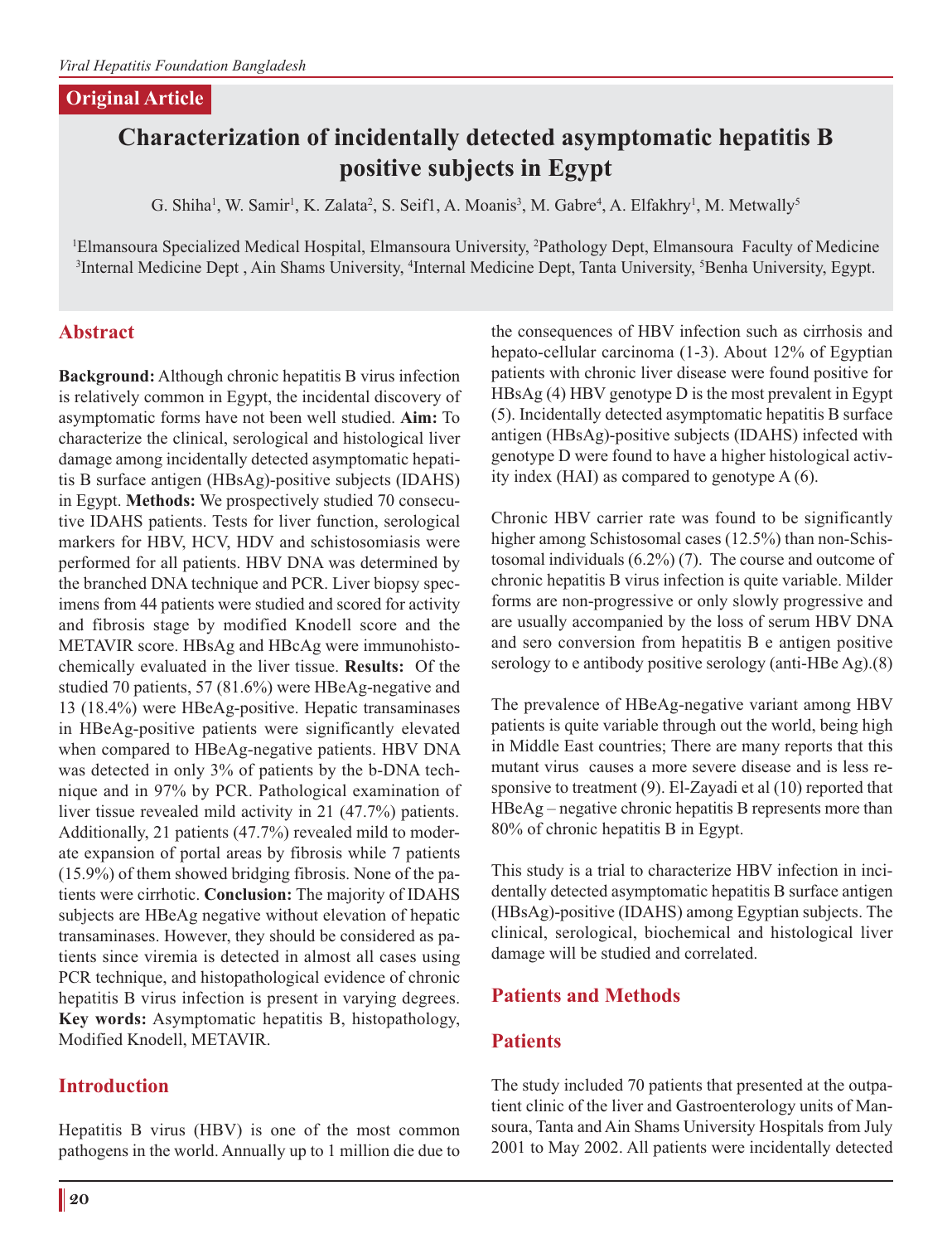*Viral Hepatitis Foundation Bangladesh*

**Original Article**

# Characterization of incidentally detected asymptomatic hepatitis B positive subjects in Egypt

G. Shiha[1], W. Samir[1], K. Zalata[2], S. Seif1, A. Moanis[3], M. Gabre[4], A. Elfakhry[1], M. Metwally[5]

[1]Elmansoura Specialized Medical Hospital, Elmansoura University, [2]Pathology Dept, Elmansoura Faculty of Medicine [3]Internal Medicine Dept , Ain Shams University, [4]Internal Medicine Dept, Tanta University, [5]Benha University, Egypt.

## Abstract

**Background:** Although chronic hepatitis B virus infection is relatively common in Egypt, the incidental discovery of asymptomatic forms have not been well studied. **Aim:** To characterize the clinical, serological and histological liver damage among incidentally detected asymptomatic hepatitis B surface antigen (HBsAg)-positive subjects (IDAHS) in Egypt. **Methods:** We prospectively studied 70 consecutive IDAHS patients. Tests for liver function, serological markers for HBV, HCV, HDV and schistosomiasis were performed for all patients. HBV DNA was determined by the branched DNA technique and PCR. Liver biopsy specimens from 44 patients were studied and scored for activity and fibrosis stage by modified Knodell score and the METAVIR score. HBsAg and HBcAg were immunohistochemically evaluated in the liver tissue. **Results:** Of the studied 70 patients, 57 (81.6%) were HBeAg-negative and 13 (18.4%) were HBeAg-positive. Hepatic transaminases in HBeAg-positive patients were significantly elevated when compared to HBeAg-negative patients. HBV DNA was detected in only 3% of patients by the b-DNA technique and in 97% by PCR. Pathological examination of liver tissue revealed mild activity in 21 (47.7%) patients. Additionally, 21 patients (47.7%) revealed mild to moderate expansion of portal areas by fibrosis while 7 patients (15.9%) of them showed bridging fibrosis. None of the patients were cirrhotic. **Conclusion:** The majority of IDAHS subjects are HBeAg negative without elevation of hepatic transaminases. However, they should be considered as patients since viremia is detected in almost all cases using PCR technique, and histopathological evidence of chronic hepatitis B virus infection is present in varying degrees. **Key words:** Asymptomatic hepatitis B, histopathology, Modified Knodell, METAVIR.

## Introduction

Hepatitis B virus (HBV) is one of the most common pathogens in the world. Annually up to 1 million die due to the consequences of HBV infection such as cirrhosis and hepato-cellular carcinoma (1-3). About 12% of Egyptian patients with chronic liver disease were found positive for HBsAg (4) HBV genotype D is the most prevalent in Egypt (5). Incidentally detected asymptomatic hepatitis B surface antigen (HBsAg)-positive subjects (IDAHS) infected with genotype D were found to have a higher histological activity index (HAI) as compared to genotype A (6).

Chronic HBV carrier rate was found to be significantly higher among Schistosomal cases (12.5%) than non-Schistosomal individuals (6.2%) (7). The course and outcome of chronic hepatitis B virus infection is quite variable. Milder forms are non-progressive or only slowly progressive and are usually accompanied by the loss of serum HBV DNA and sero conversion from hepatitis B e antigen positive serology to e antibody positive serology (anti-HBe Ag).(8)

The prevalence of HBeAg-negative variant among HBV patients is quite variable through out the world, being high in Middle East countries; There are many reports that this mutant virus causes a more severe disease and is less responsive to treatment (9). El-Zayadi et al (10) reported that HBeAg – negative chronic hepatitis B represents more than 80% of chronic hepatitis B in Egypt.

This study is a trial to characterize HBV infection in incidentally detected asymptomatic hepatitis B surface antigen (HBsAg)-positive (IDAHS) among Egyptian subjects. The clinical, serological, biochemical and histological liver damage will be studied and correlated.

## Patients and Methods

### Patients

The study included 70 patients that presented at the outpatient clinic of the liver and Gastroenterology units of Mansoura, Tanta and Ain Shams University Hospitals from July 2001 to May 2002. All patients were incidentally detected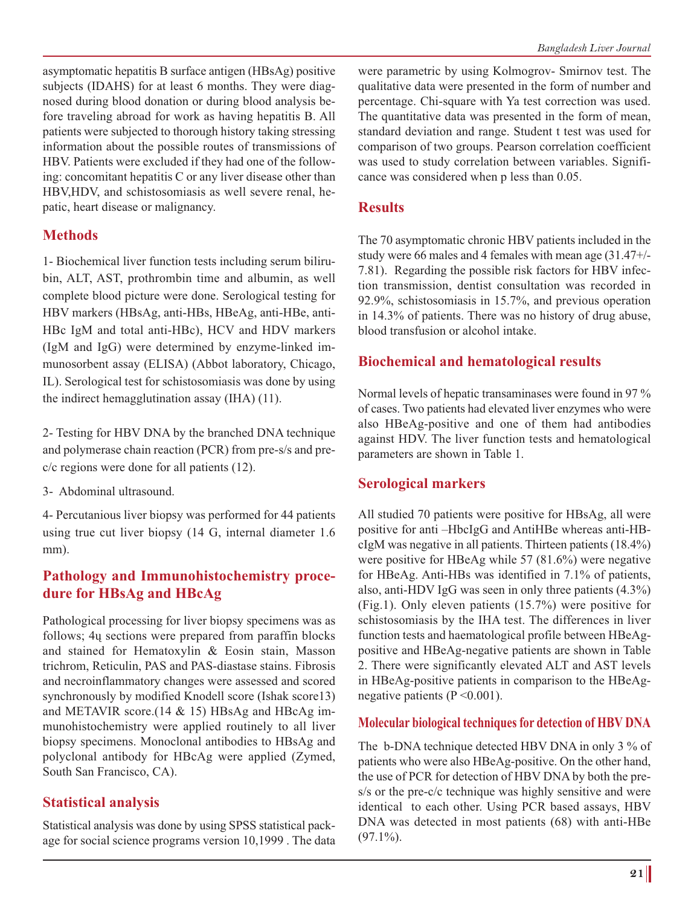asymptomatic hepatitis B surface antigen (HBsAg) positive subjects (IDAHS) for at least 6 months. They were diagnosed during blood donation or during blood analysis before traveling abroad for work as having hepatitis B. All patients were subjected to thorough history taking stressing information about the possible routes of transmissions of HBV. Patients were excluded if they had one of the following: concomitant hepatitis C or any liver disease other than HBV,HDV, and schistosomiasis as well severe renal, hepatic, heart disease or malignancy.

## Methods

1- Biochemical liver function tests including serum bilirubin, ALT, AST, prothrombin time and albumin, as well complete blood picture were done. Serological testing for HBV markers (HBsAg, anti-HBs, HBeAg, anti-HBe, anti-HBc IgM and total anti-HBc), HCV and HDV markers (IgM and IgG) were determined by enzyme-linked immunosorbent assay (ELISA) (Abbot laboratory, Chicago, IL). Serological test for schistosomiasis was done by using the indirect hemagglutination assay (IHA) (11).

2- Testing for HBV DNA by the branched DNA technique and polymerase chain reaction (PCR) from pre-s/s and pre-c/c regions were done for all patients (12).

3- Abdominal ultrasound.

4- Percutanious liver biopsy was performed for 44 patients using true cut liver biopsy (14 G, internal diameter 1.6 mm).

## Pathology and Immunohistochemistry procedure for HBsAg and HBcAg

Pathological processing for liver biopsy specimens was as follows; 4ų sections were prepared from paraffin blocks and stained for Hematoxylin & Eosin stain, Masson trichrom, Reticulin, PAS and PAS-diastase stains. Fibrosis and necroinflammatory changes were assessed and scored synchronously by modified Knodell score (Ishak score13) and METAVIR score.(14 & 15) HBsAg and HBcAg immunohistochemistry were applied routinely to all liver biopsy specimens. Monoclonal antibodies to HBsAg and polyclonal antibody for HBcAg were applied (Zymed, South San Francisco, CA).

## Statistical analysis

Statistical analysis was done by using SPSS statistical package for social science programs version 10,1999 . The data were parametric by using Kolmogrov- Smirnov test. The qualitative data were presented in the form of number and percentage. Chi-square with Ya test correction was used. The quantitative data was presented in the form of mean, standard deviation and range. Student t test was used for comparison of two groups. Pearson correlation coefficient was used to study correlation between variables. Significance was considered when p less than 0.05.

## Results

The 70 asymptomatic chronic HBV patients included in the study were 66 males and 4 females with mean age (31.47+/-7.81). Regarding the possible risk factors for HBV infection transmission, dentist consultation was recorded in 92.9%, schistosomiasis in 15.7%, and previous operation in 14.3% of patients. There was no history of drug abuse, blood transfusion or alcohol intake.

## Biochemical and hematological results

Normal levels of hepatic transaminases were found in 97 % of cases. Two patients had elevated liver enzymes who were also HBeAg-positive and one of them had antibodies against HDV. The liver function tests and hematological parameters are shown in Table 1.

## Serological markers

All studied 70 patients were positive for HBsAg, all were positive for anti –HbcIgG and AntiHBe whereas anti-HBcIgM was negative in all patients. Thirteen patients (18.4%) were positive for HBeAg while 57 (81.6%) were negative for HBeAg. Anti-HBs was identified in 7.1% of patients, also, anti-HDV IgG was seen in only three patients (4.3%) (Fig.1). Only eleven patients (15.7%) were positive for schistosomiasis by the IHA test. The differences in liver function tests and haematological profile between HBeAg-positive and HBeAg-negative patients are shown in Table 2. There were significantly elevated ALT and AST levels in HBeAg-positive patients in comparison to the HBeAg-negative patients ($P < 0.001$).

### Molecular biological techniques for detection of HBV DNA

The b-DNA technique detected HBV DNA in only 3 % of patients who were also HBeAg-positive. On the other hand, the use of PCR for detection of HBV DNA by both the pre-s/s or the pre-c/c technique was highly sensitive and were identical to each other. Using PCR based assays, HBV DNA was detected in most patients (68) with anti-HBe (97.1%).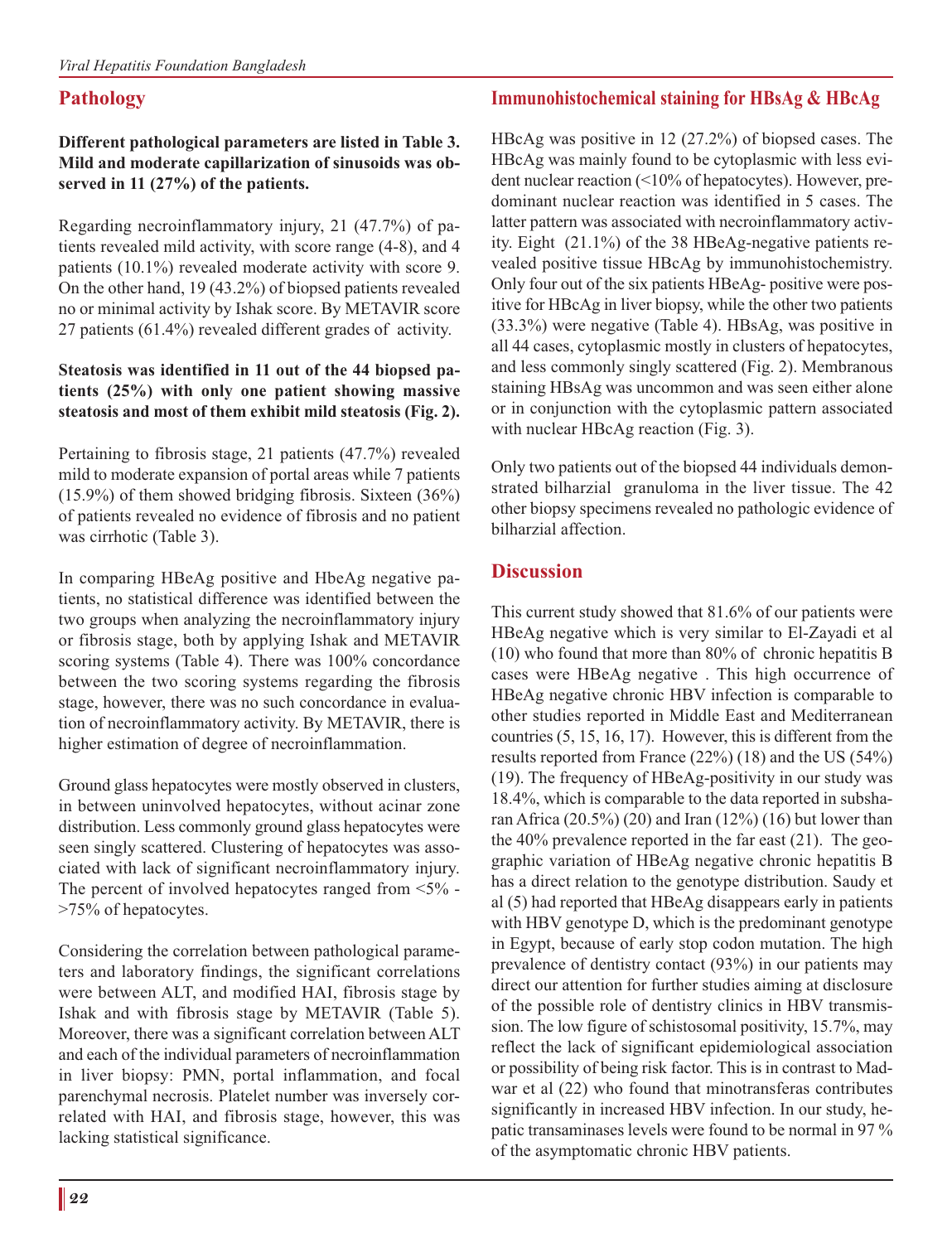## Pathology

**Different pathological parameters are listed in Table 3. Mild and moderate capillarization of sinusoids was observed in 11 (27%) of the patients.**

Regarding necroinflammatory injury, 21 (47.7%) of patients revealed mild activity, with score range (4-8), and 4 patients (10.1%) revealed moderate activity with score 9. On the other hand, 19 (43.2%) of biopsed patients revealed no or minimal activity by Ishak score. By METAVIR score 27 patients (61.4%) revealed different grades of activity.

**Steatosis was identified in 11 out of the 44 biopsed patients (25%) with only one patient showing massive steatosis and most of them exhibit mild steatosis (Fig. 2).**

Pertaining to fibrosis stage, 21 patients (47.7%) revealed mild to moderate expansion of portal areas while 7 patients (15.9%) of them showed bridging fibrosis. Sixteen (36%) of patients revealed no evidence of fibrosis and no patient was cirrhotic (Table 3).

In comparing HBeAg positive and HbeAg negative patients, no statistical difference was identified between the two groups when analyzing the necroinflammatory injury or fibrosis stage, both by applying Ishak and METAVIR scoring systems (Table 4). There was 100% concordance between the two scoring systems regarding the fibrosis stage, however, there was no such concordance in evaluation of necroinflammatory activity. By METAVIR, there is higher estimation of degree of necroinflammation.

Ground glass hepatocytes were mostly observed in clusters, in between uninvolved hepatocytes, without acinar zone distribution. Less commonly ground glass hepatocytes were seen singly scattered. Clustering of hepatocytes was associated with lack of significant necroinflammatory injury. The percent of involved hepatocytes ranged from <5% - >75% of hepatocytes.

Considering the correlation between pathological parameters and laboratory findings, the significant correlations were between ALT, and modified HAI, fibrosis stage by Ishak and with fibrosis stage by METAVIR (Table 5). Moreover, there was a significant correlation between ALT and each of the individual parameters of necroinflammation in liver biopsy: PMN, portal inflammation, and focal parenchymal necrosis. Platelet number was inversely correlated with HAI, and fibrosis stage, however, this was lacking statistical significance.

## Immunohistochemical staining for HBsAg & HBcAg

HBcAg was positive in 12 (27.2%) of biopsed cases. The HBcAg was mainly found to be cytoplasmic with less evident nuclear reaction (<10% of hepatocytes). However, predominant nuclear reaction was identified in 5 cases. The latter pattern was associated with necroinflammatory activity. Eight (21.1%) of the 38 HBeAg-negative patients revealed positive tissue HBcAg by immunohistochemistry. Only four out of the six patients HBeAg- positive were positive for HBcAg in liver biopsy, while the other two patients (33.3%) were negative (Table 4). HBsAg, was positive in all 44 cases, cytoplasmic mostly in clusters of hepatocytes, and less commonly singly scattered (Fig. 2). Membranous staining HBsAg was uncommon and was seen either alone or in conjunction with the cytoplasmic pattern associated with nuclear HBcAg reaction (Fig. 3).

Only two patients out of the biopsed 44 individuals demonstrated bilharzial granuloma in the liver tissue. The 42 other biopsy specimens revealed no pathologic evidence of bilharzial affection.

## Discussion

This current study showed that 81.6% of our patients were HBeAg negative which is very similar to El-Zayadi et al (10) who found that more than 80% of chronic hepatitis B cases were HBeAg negative . This high occurrence of HBeAg negative chronic HBV infection is comparable to other studies reported in Middle East and Mediterranean countries (5, 15, 16, 17). However, this is different from the results reported from France (22%) (18) and the US (54%) (19). The frequency of HBeAg-positivity in our study was 18.4%, which is comparable to the data reported in subsharan Africa (20.5%) (20) and Iran (12%) (16) but lower than the 40% prevalence reported in the far east (21). The geographic variation of HBeAg negative chronic hepatitis B has a direct relation to the genotype distribution. Saudy et al (5) had reported that HBeAg disappears early in patients with HBV genotype D, which is the predominant genotype in Egypt, because of early stop codon mutation. The high prevalence of dentistry contact (93%) in our patients may direct our attention for further studies aiming at disclosure of the possible role of dentistry clinics in HBV transmission. The low figure of schistosomal positivity, 15.7%, may reflect the lack of significant epidemiological association or possibility of being risk factor. This is in contrast to Madwar et al (22) who found that minotransferas contributes significantly in increased HBV infection. In our study, hepatic transaminases levels were found to be normal in 97 % of the asymptomatic chronic HBV patients.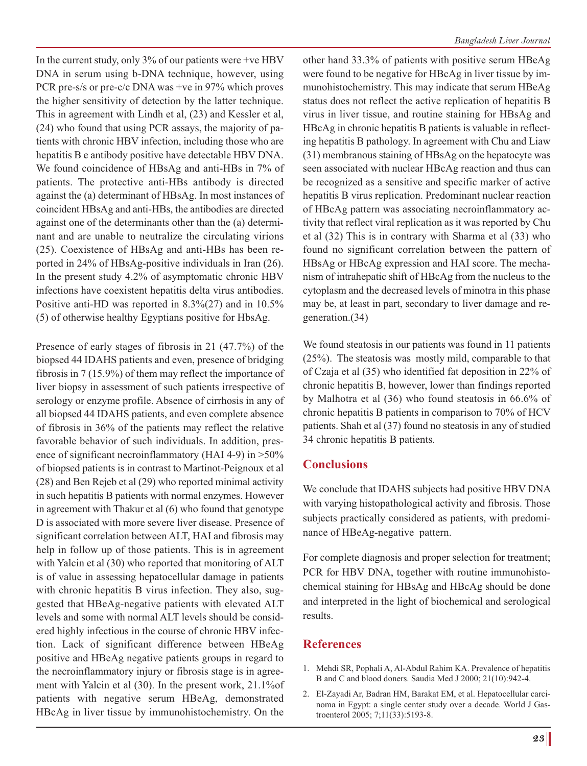In the current study, only 3% of our patients were +ve HBV DNA in serum using b-DNA technique, however, using PCR pre-s/s or pre-c/c DNA was +ve in 97% which proves the higher sensitivity of detection by the latter technique. This in agreement with Lindh et al, (23) and Kessler et al, (24) who found that using PCR assays, the majority of patients with chronic HBV infection, including those who are hepatitis B e antibody positive have detectable HBV DNA. We found coincidence of HBsAg and anti-HBs in 7% of patients. The protective anti-HBs antibody is directed against the (a) determinant of HBsAg. In most instances of coincident HBsAg and anti-HBs, the antibodies are directed against one of the determinants other than the (a) determinant and are unable to neutralize the circulating virions (25). Coexistence of HBsAg and anti-HBs has been reported in 24% of HBsAg-positive individuals in Iran (26). In the present study 4.2% of asymptomatic chronic HBV infections have coexistent hepatitis delta virus antibodies. Positive anti-HD was reported in 8.3%(27) and in 10.5% (5) of otherwise healthy Egyptians positive for HbsAg.

Presence of early stages of fibrosis in 21 (47.7%) of the biopsed 44 IDAHS patients and even, presence of bridging fibrosis in 7 (15.9%) of them may reflect the importance of liver biopsy in assessment of such patients irrespective of serology or enzyme profile. Absence of cirrhosis in any of all biopsed 44 IDAHS patients, and even complete absence of fibrosis in 36% of the patients may reflect the relative favorable behavior of such individuals. In addition, presence of significant necroinflammatory (HAI 4-9) in >50% of biopsed patients is in contrast to Martinot-Peignoux et al (28) and Ben Rejeb et al (29) who reported minimal activity in such hepatitis B patients with normal enzymes. However in agreement with Thakur et al (6) who found that genotype D is associated with more severe liver disease. Presence of significant correlation between ALT, HAI and fibrosis may help in follow up of those patients. This is in agreement with Yalcin et al (30) who reported that monitoring of ALT is of value in assessing hepatocellular damage in patients with chronic hepatitis B virus infection. They also, suggested that HBeAg-negative patients with elevated ALT levels and some with normal ALT levels should be considered highly infectious in the course of chronic HBV infection. Lack of significant difference between HBeAg positive and HBeAg negative patients groups in regard to the necroinflammatory injury or fibrosis stage is in agreement with Yalcin et al (30). In the present work, 21.1%of patients with negative serum HBeAg, demonstrated HBcAg in liver tissue by immunohistochemistry. On the other hand 33.3% of patients with positive serum HBeAg were found to be negative for HBcAg in liver tissue by immunohistochemistry. This may indicate that serum HBeAg status does not reflect the active replication of hepatitis B virus in liver tissue, and routine staining for HBsAg and HBcAg in chronic hepatitis B patients is valuable in reflecting hepatitis B pathology. In agreement with Chu and Liaw (31) membranous staining of HBsAg on the hepatocyte was seen associated with nuclear HBcAg reaction and thus can be recognized as a sensitive and specific marker of active hepatitis B virus replication. Predominant nuclear reaction of HBcAg pattern was associating necroinflammatory activity that reflect viral replication as it was reported by Chu et al (32) This is in contrary with Sharma et al (33) who found no significant correlation between the pattern of HBsAg or HBcAg expression and HAI score. The mechanism of intrahepatic shift of HBcAg from the nucleus to the cytoplasm and the decreased levels of minotra in this phase may be, at least in part, secondary to liver damage and regeneration.(34)

We found steatosis in our patients was found in 11 patients (25%). The steatosis was mostly mild, comparable to that of Czaja et al (35) who identified fat deposition in 22% of chronic hepatitis B, however, lower than findings reported by Malhotra et al (36) who found steatosis in 66.6% of chronic hepatitis B patients in comparison to 70% of HCV patients. Shah et al (37) found no steatosis in any of studied 34 chronic hepatitis B patients.

## Conclusions

We conclude that IDAHS subjects had positive HBV DNA with varying histopathological activity and fibrosis. Those subjects practically considered as patients, with predominance of HBeAg-negative pattern.

For complete diagnosis and proper selection for treatment; PCR for HBV DNA, together with routine immunohistochemical staining for HBsAg and HBcAg should be done and interpreted in the light of biochemical and serological results.

## References

1. Mehdi SR, Pophali A, Al-Abdul Rahim KA. Prevalence of hepatitis B and C and blood doners. Saudia Med J 2000; 21(10):942-4.
2. El-Zayadi Ar, Badran HM, Barakat EM, et al. Hepatocellular carcinoma in Egypt: a single center study over a decade. World J Gastroenterol 2005; 7;11(33):5193-8.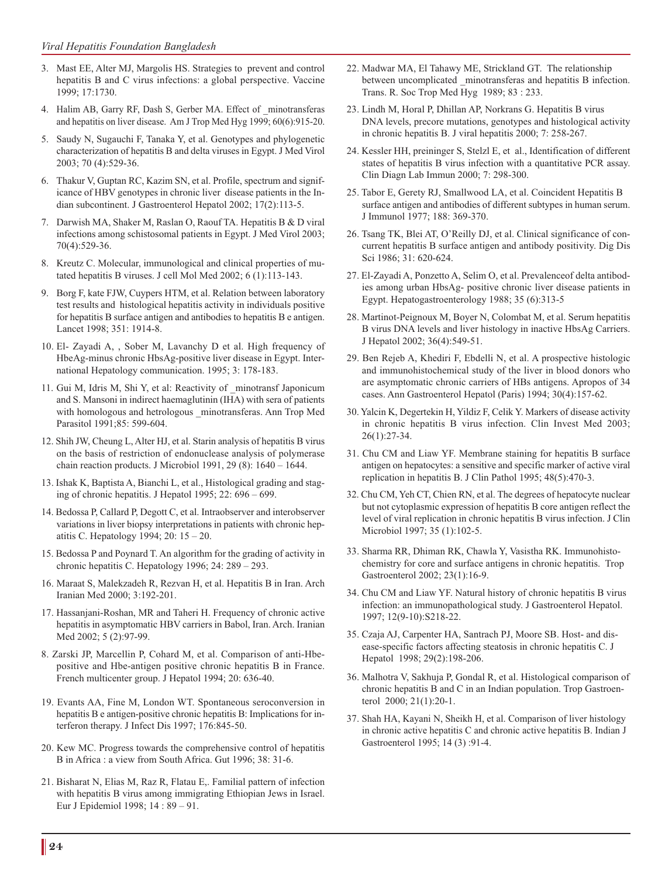3. Mast EE, Alter MJ, Margolis HS. Strategies to prevent and control hepatitis B and C virus infections: a global perspective. Vaccine 1999; 17:1730.
4. Halim AB, Garry RF, Dash S, Gerber MA. Effect of _minotransferas and hepatitis on liver disease. Am J Trop Med Hyg 1999; 60(6):915-20.
5. Saudy N, Sugauchi F, Tanaka Y, et al. Genotypes and phylogenetic characterization of hepatitis B and delta viruses in Egypt. J Med Virol 2003; 70 (4):529-36.
6. Thakur V, Guptan RC, Kazim SN, et al. Profile, spectrum and significance of HBV genotypes in chronic liver disease patients in the Indian subcontinent. J Gastroenterol Hepatol 2002; 17(2):113-5.
7. Darwish MA, Shaker M, Raslan O, Raouf TA. Hepatitis B & D viral infections among schistosomal patients in Egypt. J Med Virol 2003; 70(4):529-36.
8. Kreutz C. Molecular, immunological and clinical properties of mutated hepatitis B viruses. J cell Mol Med 2002; 6 (1):113-143.
9. Borg F, kate FJW, Cuypers HTM, et al. Relation between laboratory test results and histological hepatitis activity in individuals positive for hepatitis B surface antigen and antibodies to hepatitis B e antigen. Lancet 1998; 351: 1914-8.
10. El- Zayadi A, , Sober M, Lavanchy D et al. High frequency of HbeAg-minus chronic HbsAg-positive liver disease in Egypt. International Hepatology communication. 1995; 3: 178-183.
11. Gui M, Idris M, Shi Y, et al: Reactivity of _minotransf Japonicum and S. Mansoni in indirect haemaglutinin (IHA) with sera of patients with homologous and hetrologous _minotransferas. Ann Trop Med Parasitol 1991;85: 599-604.
12. Shih JW, Cheung L, Alter HJ, et al. Starin analysis of hepatitis B virus on the basis of restriction of endonuclease analysis of polymerase chain reaction products. J Microbiol 1991, 29 (8): 1640 – 1644.
13. Ishak K, Baptista A, Bianchi L, et al., Histological grading and staging of chronic hepatitis. J Hepatol 1995; 22: 696 – 699.
14. Bedossa P, Callard P, Degott C, et al. Intraobserver and interobserver variations in liver biopsy interpretations in patients with chronic hepatitis C. Hepatology 1994; 20: 15 – 20.
15. Bedossa P and Poynard T. An algorithm for the grading of activity in chronic hepatitis C. Hepatology 1996; 24: 289 – 293.
16. Maraat S, Malekzadeh R, Rezvan H, et al. Hepatitis B in Iran. Arch Iranian Med 2000; 3:192-201.
17. Hassanjani-Roshan, MR and Taheri H. Frequency of chronic active hepatitis in asymptomatic HBV carriers in Babol, Iran. Arch. Iranian Med 2002; 5 (2):97-99.
8. Zarski JP, Marcellin P, Cohard M, et al. Comparison of anti-Hbe-positive and Hbe-antigen positive chronic hepatitis B in France. French multicenter group. J Hepatol 1994; 20: 636-40.
19. Evants AA, Fine M, London WT. Spontaneous seroconversion in hepatitis B e antigen-positive chronic hepatitis B: Implications for interferon therapy. J Infect Dis 1997; 176:845-50.
20. Kew MC. Progress towards the comprehensive control of hepatitis B in Africa : a view from South Africa. Gut 1996; 38: 31-6.
21. Bisharat N, Elias M, Raz R, Flatau E,. Familial pattern of infection with hepatitis B virus among immigrating Ethiopian Jews in Israel. Eur J Epidemiol 1998; 14 : 89 – 91.
22. Madwar MA, El Tahawy ME, Strickland GT. The relationship between uncomplicated _minotransferas and hepatitis B infection. Trans. R. Soc Trop Med Hyg 1989; 83 : 233.
23. Lindh M, Horal P, Dhillan AP, Norkrans G. Hepatitis B virus DNA levels, precore mutations, genotypes and histological activity in chronic hepatitis B. J viral hepatitis 2000; 7: 258-267.
24. Kessler HH, preininger S, Stelzl E, et al., Identification of different states of hepatitis B virus infection with a quantitative PCR assay. Clin Diagn Lab Immun 2000; 7: 298-300.
25. Tabor E, Gerety RJ, Smallwood LA, et al. Coincident Hepatitis B surface antigen and antibodies of different subtypes in human serum. J Immunol 1977; 188: 369-370.
26. Tsang TK, Blei AT, O'Reilly DJ, et al. Clinical significance of concurrent hepatitis B surface antigen and antibody positivity. Dig Dis Sci 1986; 31: 620-624.
27. El-Zayadi A, Ponzetto A, Selim O, et al. Prevalenceof delta antibodies among urban HbsAg- positive chronic liver disease patients in Egypt. Hepatogastroenterology 1988; 35 (6):313-5
28. Martinot-Peignoux M, Boyer N, Colombat M, et al. Serum hepatitis B virus DNA levels and liver histology in inactive HbsAg Carriers. J Hepatol 2002; 36(4):549-51.
29. Ben Rejeb A, Khediri F, Ebdelli N, et al. A prospective histologic and immunohistochemical study of the liver in blood donors who are asymptomatic chronic carriers of HBs antigens. Apropos of 34 cases. Ann Gastroenterol Hepatol (Paris) 1994; 30(4):157-62.
30. Yalcin K, Degertekin H, Yildiz F, Celik Y. Markers of disease activity in chronic hepatitis B virus infection. Clin Invest Med 2003; 26(1):27-34.
31. Chu CM and Liaw YF. Membrane staining for hepatitis B surface antigen on hepatocytes: a sensitive and specific marker of active viral replication in hepatitis B. J Clin Pathol 1995; 48(5):470-3.
32. Chu CM, Yeh CT, Chien RN, et al. The degrees of hepatocyte nuclear but not cytoplasmic expression of hepatitis B core antigen reflect the level of viral replication in chronic hepatitis B virus infection. J Clin Microbiol 1997; 35 (1):102-5.
33. Sharma RR, Dhiman RK, Chawla Y, Vasistha RK. Immunohistochemistry for core and surface antigens in chronic hepatitis. Trop Gastroenterol 2002; 23(1):16-9.
34. Chu CM and Liaw YF. Natural history of chronic hepatitis B virus infection: an immunopathological study. J Gastroenterol Hepatol. 1997; 12(9-10):S218-22.
35. Czaja AJ, Carpenter HA, Santrach PJ, Moore SB. Host- and disease-specific factors affecting steatosis in chronic hepatitis C. J Hepatol 1998; 29(2):198-206.
36. Malhotra V, Sakhuja P, Gondal R, et al. Histological comparison of chronic hepatitis B and C in an Indian population. Trop Gastroenterol 2000; 21(1):20-1.
37. Shah HA, Kayani N, Sheikh H, et al. Comparison of liver histology in chronic active hepatitis C and chronic active hepatitis B. Indian J Gastroenterol 1995; 14 (3) :91-4.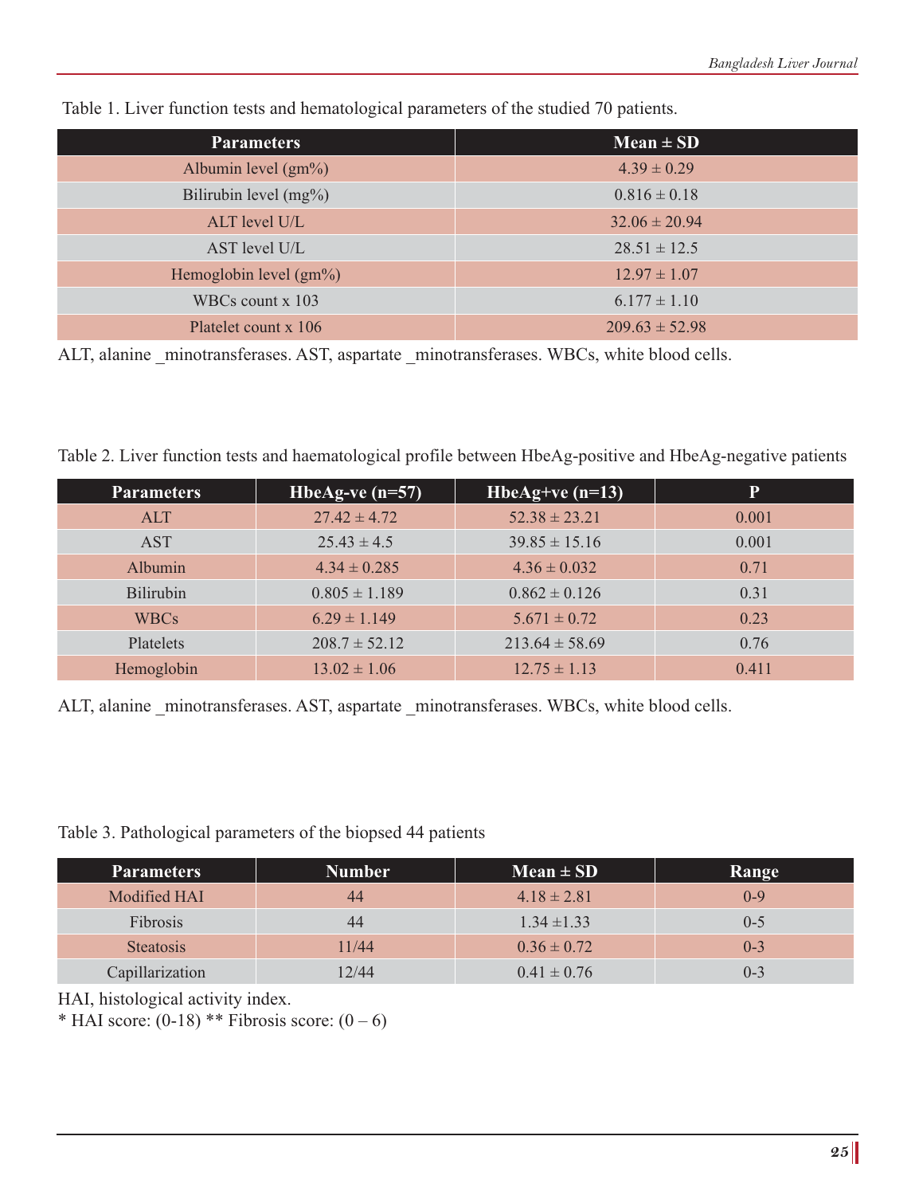Table 1. Liver function tests and hematological parameters of the studied 70 patients.

| Parameters | Mean ± SD |
| --- | --- |
| Albumin level (gm%) | 4.39 ± 0.29 |
| Bilirubin level (mg%) | 0.816 ± 0.18 |
| ALT level U/L | 32.06 ± 20.94 |
| AST level U/L | 28.51 ± 12.5 |
| Hemoglobin level (gm%) | 12.97 ± 1.07 |
| WBCs count x 103 | 6.177 ± 1.10 |
| Platelet count x 106 | 209.63 ± 52.98 |

ALT, alanine _minotransferases. AST, aspartate _minotransferases. WBCs, white blood cells.

Table 2. Liver function tests and haematological profile between HbeAg-positive and HbeAg-negative patients

| Parameters | HbeAg-ve (n=57) | HbeAg+ve (n=13) | P |
| --- | --- | --- | --- |
| ALT | 27.42 ± 4.72 | 52.38 ± 23.21 | 0.001 |
| AST | 25.43 ± 4.5 | 39.85 ± 15.16 | 0.001 |
| Albumin | 4.34 ± 0.285 | 4.36 ± 0.032 | 0.71 |
| Bilirubin | 0.805 ± 1.189 | 0.862 ± 0.126 | 0.31 |
| WBCs | 6.29 ± 1.149 | 5.671 ± 0.72 | 0.23 |
| Platelets | 208.7 ± 52.12 | 213.64 ± 58.69 | 0.76 |
| Hemoglobin | 13.02 ± 1.06 | 12.75 ± 1.13 | 0.411 |

ALT, alanine _minotransferases. AST, aspartate _minotransferases. WBCs, white blood cells.

Table 3. Pathological parameters of the biopsed 44 patients

| Parameters | Number | Mean ± SD | Range |
| --- | --- | --- | --- |
| Modified HAI | 44 | 4.18 ± 2.81 | 0-9 |
| Fibrosis | 44 | 1.34 ±1.33 | 0-5 |
| Steatosis | 11/44 | 0.36 ± 0.72 | 0-3 |
| Capillarization | 12/44 | 0.41 ± 0.76 | 0-3 |

HAI, histological activity index.
* HAI score: (0-18) ** Fibrosis score: (0 – 6)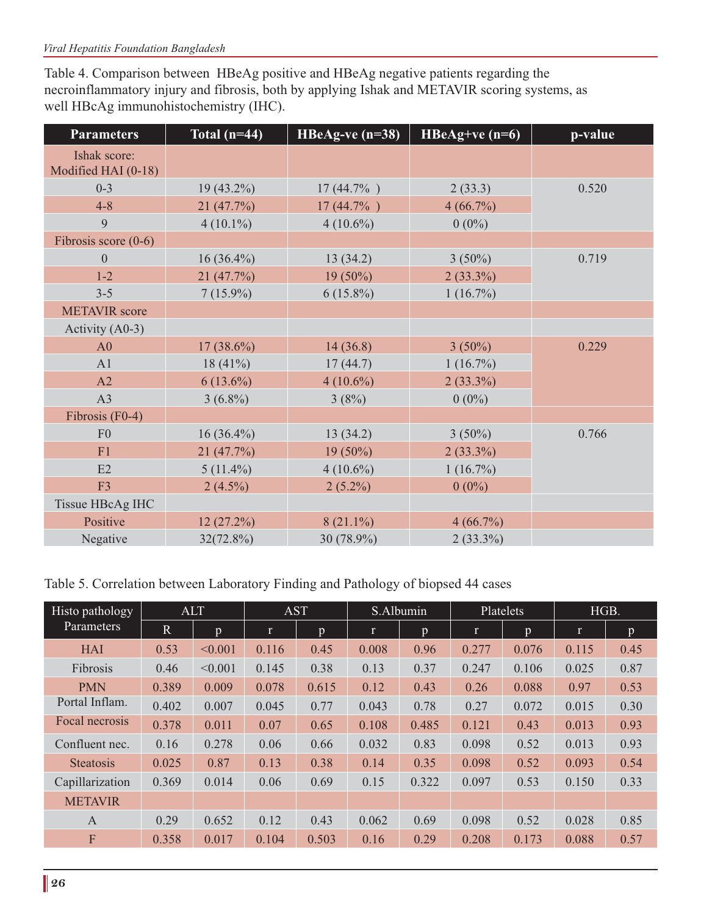Table 4. Comparison between HBeAg positive and HBeAg negative patients regarding the necroinflammatory injury and fibrosis, both by applying Ishak and METAVIR scoring systems, as well HBcAg immunohistochemistry (IHC).

| Parameters | Total (n=44) | HBeAg-ve (n=38) | HBeAg+ve (n=6) | p-value |
|---|---|---|---|---|
| Ishak score: Modified HAI (0-18) | | | | |
| 0-3 | 19 (43.2%) | 17 (44.7% ) | 2 (33.3) | 0.520 |
| 4-8 | 21 (47.7%) | 17 (44.7% ) | 4 (66.7%) | |
| 9 | 4 (10.1%) | 4 (10.6%) | 0 (0%) | |
| Fibrosis score (0-6) | | | | |
| 0 | 16 (36.4%) | 13 (34.2) | 3 (50%) | 0.719 |
| 1-2 | 21 (47.7%) | 19 (50%) | 2 (33.3%) | |
| 3-5 | 7 (15.9%) | 6 (15.8%) | 1 (16.7%) | |
| METAVIR score | | | | |
| Activity (A0-3) | | | | |
| A0 | 17 (38.6%) | 14 (36.8) | 3 (50%) | 0.229 |
| A1 | 18 (41%) | 17 (44.7) | 1 (16.7%) | |
| A2 | 6 (13.6%) | 4 (10.6%) | 2 (33.3%) | |
| A3 | 3 (6.8%) | 3 (8%) | 0 (0%) | |
| Fibrosis (F0-4) | | | | |
| F0 | 16 (36.4%) | 13 (34.2) | 3 (50%) | 0.766 |
| F1 | 21 (47.7%) | 19 (50%) | 2 (33.3%) | |
| E2 | 5 (11.4%) | 4 (10.6%) | 1 (16.7%) | |
| F3 | 2 (4.5%) | 2 (5.2%) | 0 (0%) | |
| Tissue HBcAg IHC | | | | |
| Positive | 12 (27.2%) | 8 (21.1%) | 4 (66.7%) | |
| Negative | 32(72.8%) | 30 (78.9%) | 2 (33.3%) | |

Table 5. Correlation between Laboratory Finding and Pathology of biopsed 44 cases

| Histo pathology Parameters | ALT | | AST | | S.Albumin | | Platelets | | HGB. | |
|---|---|---|---|---|---|---|---|---|---|---|
| | R | p | r | p | r | p | r | p | r | p |
| HAI | 0.53 | <0.001 | 0.116 | 0.45 | 0.008 | 0.96 | 0.277 | 0.076 | 0.115 | 0.45 |
| Fibrosis | 0.46 | <0.001 | 0.145 | 0.38 | 0.13 | 0.37 | 0.247 | 0.106 | 0.025 | 0.87 |
| PMN | 0.389 | 0.009 | 0.078 | 0.615 | 0.12 | 0.43 | 0.26 | 0.088 | 0.97 | 0.53 |
| Portal Inflam. | 0.402 | 0.007 | 0.045 | 0.77 | 0.043 | 0.78 | 0.27 | 0.072 | 0.015 | 0.30 |
| Focal necrosis | 0.378 | 0.011 | 0.07 | 0.65 | 0.108 | 0.485 | 0.121 | 0.43 | 0.013 | 0.93 |
| Confluent nec. | 0.16 | 0.278 | 0.06 | 0.66 | 0.032 | 0.83 | 0.098 | 0.52 | 0.013 | 0.93 |
| Steatosis | 0.025 | 0.87 | 0.13 | 0.38 | 0.14 | 0.35 | 0.098 | 0.52 | 0.093 | 0.54 |
| Capillarization | 0.369 | 0.014 | 0.06 | 0.69 | 0.15 | 0.322 | 0.097 | 0.53 | 0.150 | 0.33 |
| METAVIR | | | | | | | | | | |
| A | 0.29 | 0.652 | 0.12 | 0.43 | 0.062 | 0.69 | 0.098 | 0.52 | 0.028 | 0.85 |
| F | 0.358 | 0.017 | 0.104 | 0.503 | 0.16 | 0.29 | 0.208 | 0.173 | 0.088 | 0.57 |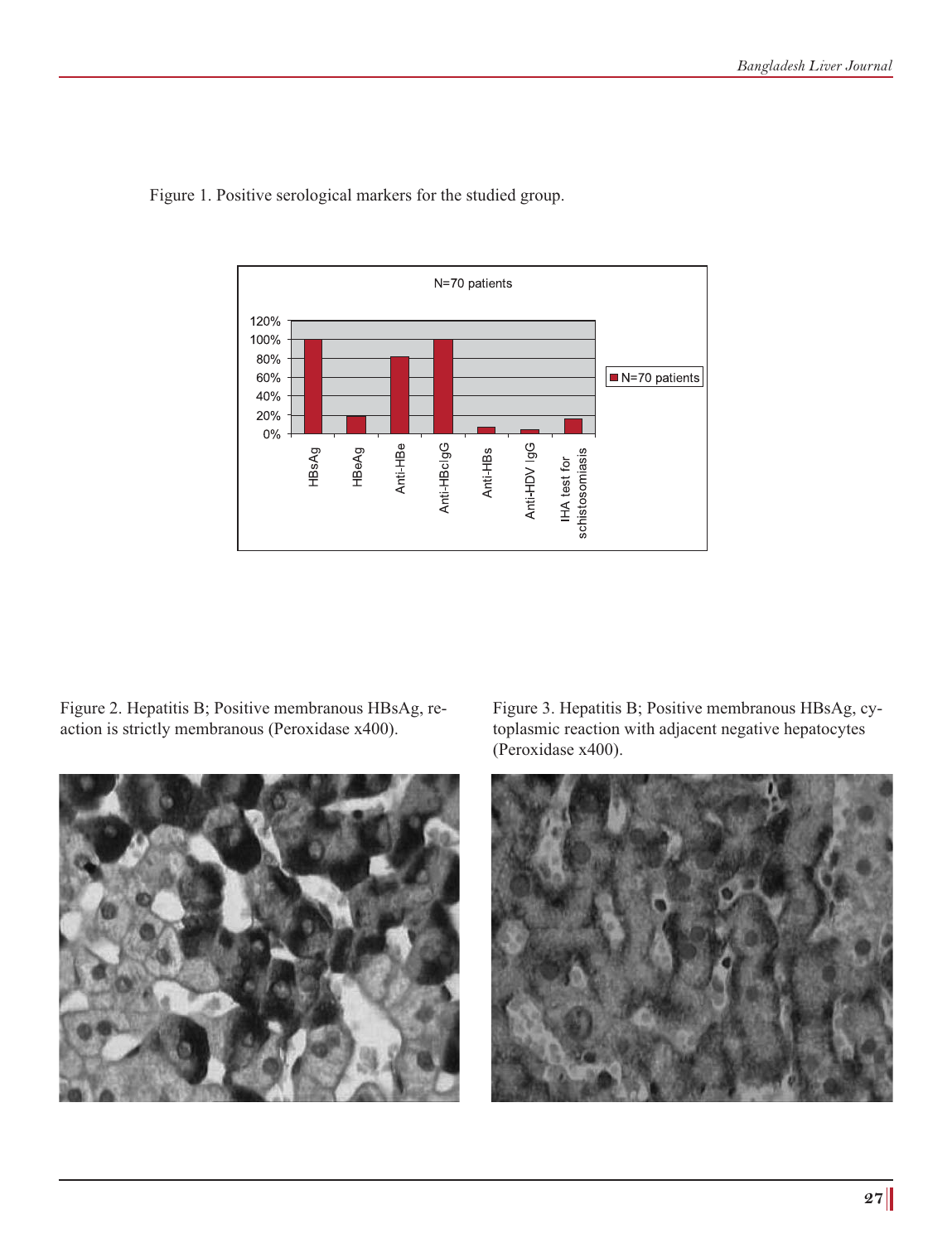Figure 1. Positive serological markers for the studied group.

N=70 patients

120%
100%
80%
60%
40%
20%
0%

HBsAg
HBeAg
Anti-HBe
Anti-HBcIgG
Anti-HBs
Anti-HDV IgG
IHA test for schistosomiasis

N=70 patients

Figure 2. Hepatitis B; Positive membranous HBsAg, reaction is strictly membranous (Peroxidase x400).

Figure 3. Hepatitis B; Positive membranous HBsAg, cytoplasmic reaction with adjacent negative hepatocytes (Peroxidase x400).